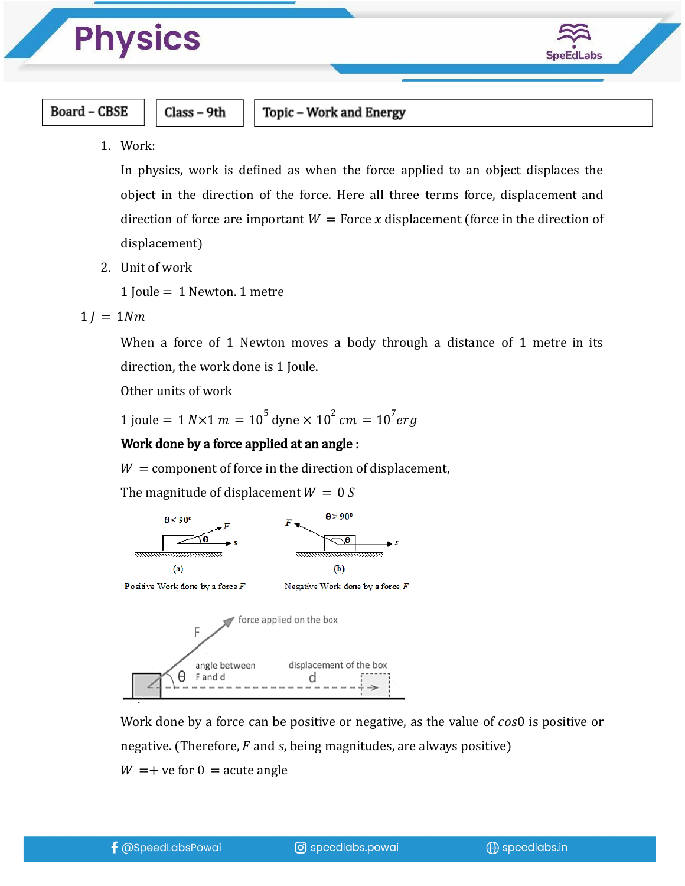| Board – CBSE | Class – 9th | Topic – Work and Energy |
|---|---|---|

1. Work:

   In physics, work is defined as when the force applied to an object displaces the object in the direction of the force. Here all three terms force, displacement and direction of force are important $W$ = Force $x$ displacement (force in the direction of displacement)

2. Unit of work

   1 Joule = 1 Newton. 1 metre

$1 J = 1Nm$

When a force of 1 Newton moves a body through a distance of 1 metre in its direction, the work done is 1 Joule.

Other units of work

$1 \text{ joule} = 1\ N \times 1\ m = 10^5 \text{ dyne} \times 10^2\ cm = 10^7 erg$

**Work done by a force applied at an angle :**

$W$ = component of force in the direction of displacement,

The magnitude of displacement $W = 0\ S$

θ< 90°

(a)

Positive Work done by a force $F$

θ> 90°

(b)

Negative Work done by a force $F$

F — force applied on the box; θ — angle between F and d; d — displacement of the box

Work done by a force can be positive or negative, as the value of $cos0$ is positive or negative. (Therefore, $F$ and $s$, being magnitudes, are always positive)

$W$ =+ ve for 0 = acute angle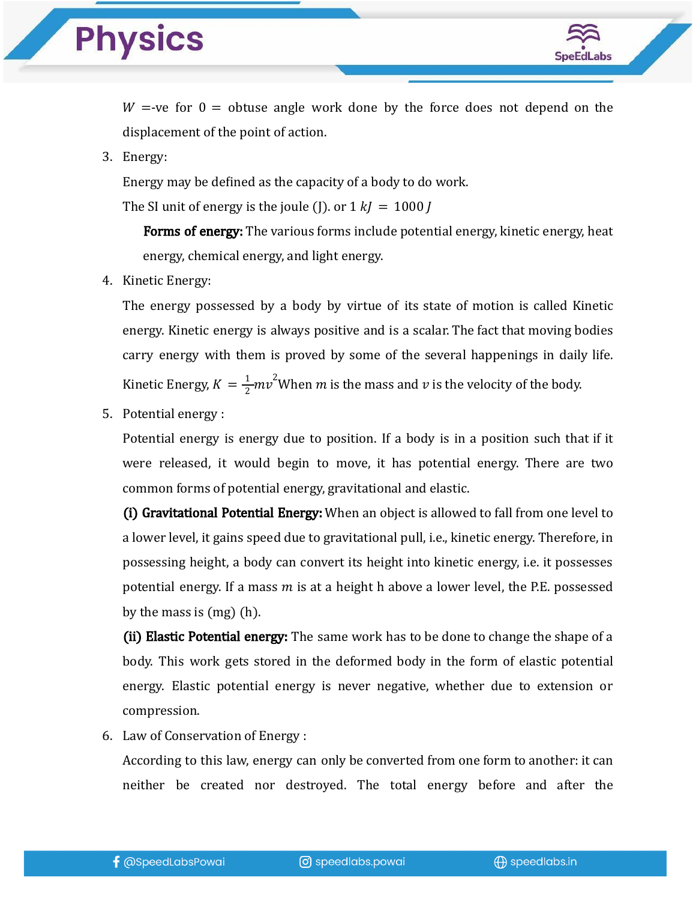$W$ =-ve for $\theta$ = obtuse angle work done by the force does not depend on the displacement of the point of action.

3. Energy:

   Energy may be defined as the capacity of a body to do work.

   The SI unit of energy is the joule (J). or $1\ kJ = 1000\ J$

   **Forms of energy:** The various forms include potential energy, kinetic energy, heat energy, chemical energy, and light energy.

4. Kinetic Energy:

   The energy possessed by a body by virtue of its state of motion is called Kinetic energy. Kinetic energy is always positive and is a scalar. The fact that moving bodies carry energy with them is proved by some of the several happenings in daily life. Kinetic Energy, $K = \frac{1}{2}mv^2$ When $m$ is the mass and $v$ is the velocity of the body.

5. Potential energy :

   Potential energy is energy due to position. If a body is in a position such that if it were released, it would begin to move, it has potential energy. There are two common forms of potential energy, gravitational and elastic.

   **(i) Gravitational Potential Energy:** When an object is allowed to fall from one level to a lower level, it gains speed due to gravitational pull, i.e., kinetic energy. Therefore, in possessing height, a body can convert its height into kinetic energy, i.e. it possesses potential energy. If a mass $m$ is at a height h above a lower level, the P.E. possessed by the mass is (mg) (h).

   **(ii) Elastic Potential energy:** The same work has to be done to change the shape of a body. This work gets stored in the deformed body in the form of elastic potential energy. Elastic potential energy is never negative, whether due to extension or compression.

6. Law of Conservation of Energy :

   According to this law, energy can only be converted from one form to another: it can neither be created nor destroyed. The total energy before and after the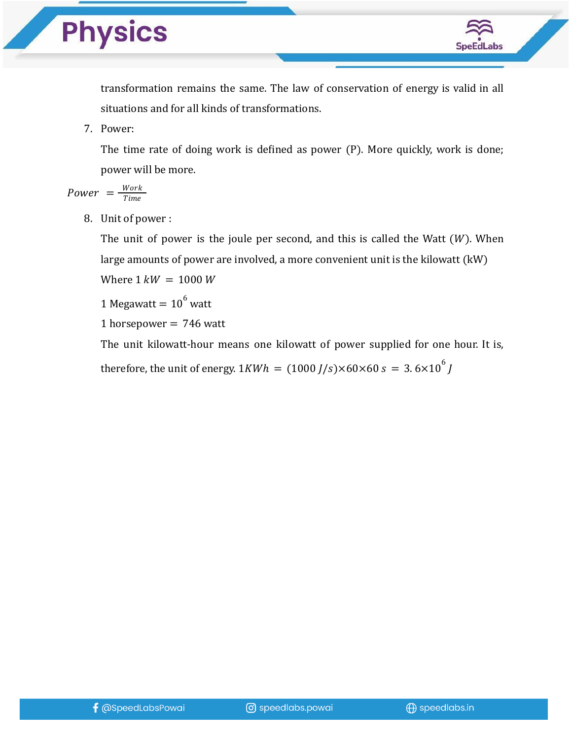transformation remains the same. The law of conservation of energy is valid in all situations and for all kinds of transformations.

7. Power:

   The time rate of doing work is defined as power (P). More quickly, work is done; power will be more.

$$Power = \frac{Work}{Time}$$

8. Unit of power :

   The unit of power is the joule per second, and this is called the Watt ($W$). When large amounts of power are involved, a more convenient unit is the kilowatt (kW)

   Where $1\ kW = 1000\ W$

   1 Megawatt = $10^6$ watt

   1 horsepower = 746 watt

   The unit kilowatt-hour means one kilowatt of power supplied for one hour. It is, therefore, the unit of energy. $1KWh = (1000\ J/s)\times 60\times 60\ s = 3.6\times 10^6\ J$